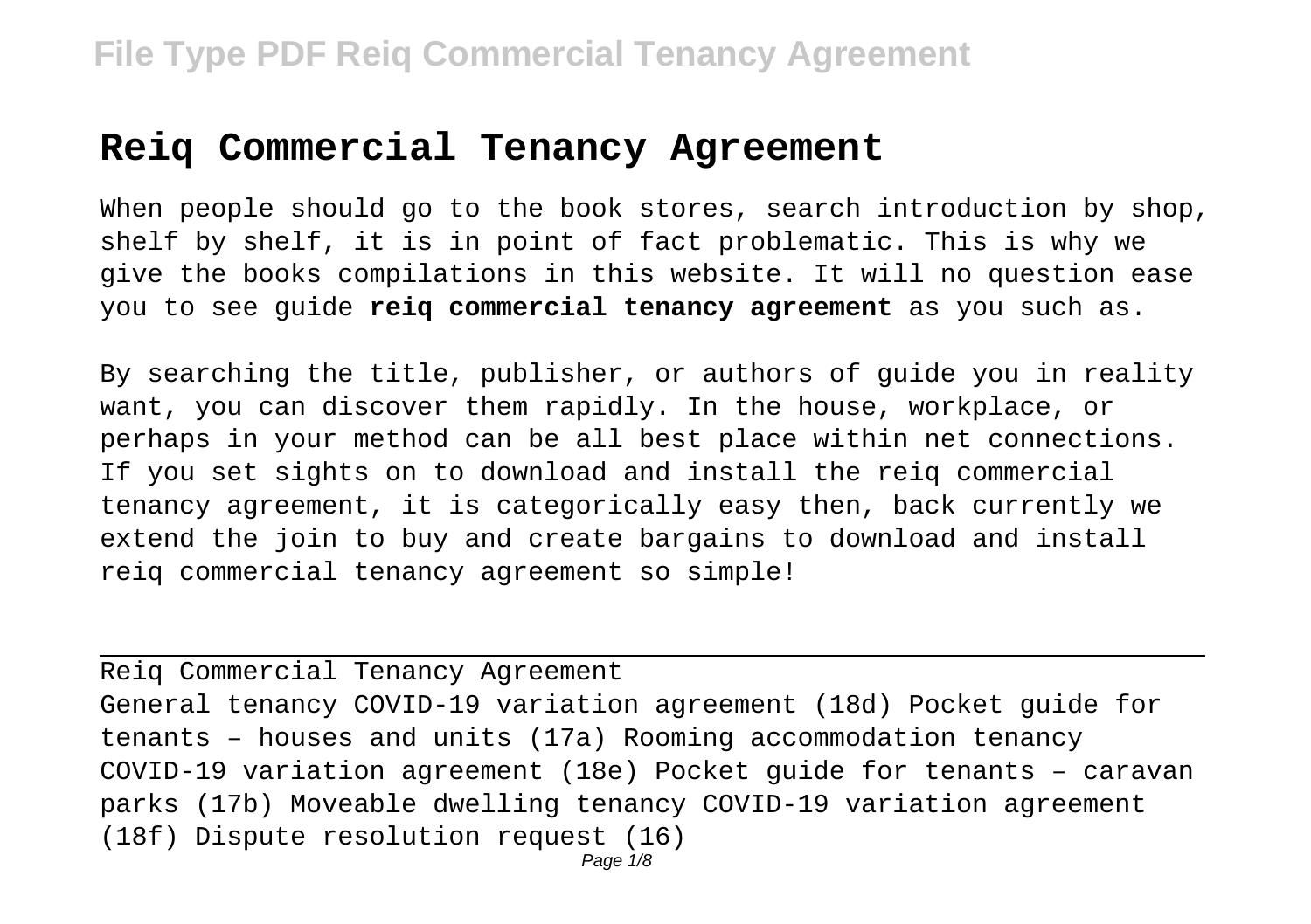# Reiq Commercial Tenancy Agreement

When people should go to the book stores, search introduction by shop, shelf by shelf, it is in point of fact problematic. This is why we give the books compilations in this website. It will no question ease you to see guide **reiq commercial tenancy agreement** as you such as.

By searching the title, publisher, or authors of guide you in reality want, you can discover them rapidly. In the house, workplace, or perhaps in your method can be all best place within net connections. If you set sights on to download and install the reiq commercial tenancy agreement, it is categorically easy then, back currently we extend the join to buy and create bargains to download and install reiq commercial tenancy agreement so simple!

---

Reiq Commercial Tenancy Agreement

General tenancy COVID-19 variation agreement (18d) Pocket guide for tenants – houses and units (17a) Rooming accommodation tenancy COVID-19 variation agreement (18e) Pocket guide for tenants – caravan parks (17b) Moveable dwelling tenancy COVID-19 variation agreement (18f) Dispute resolution request (16)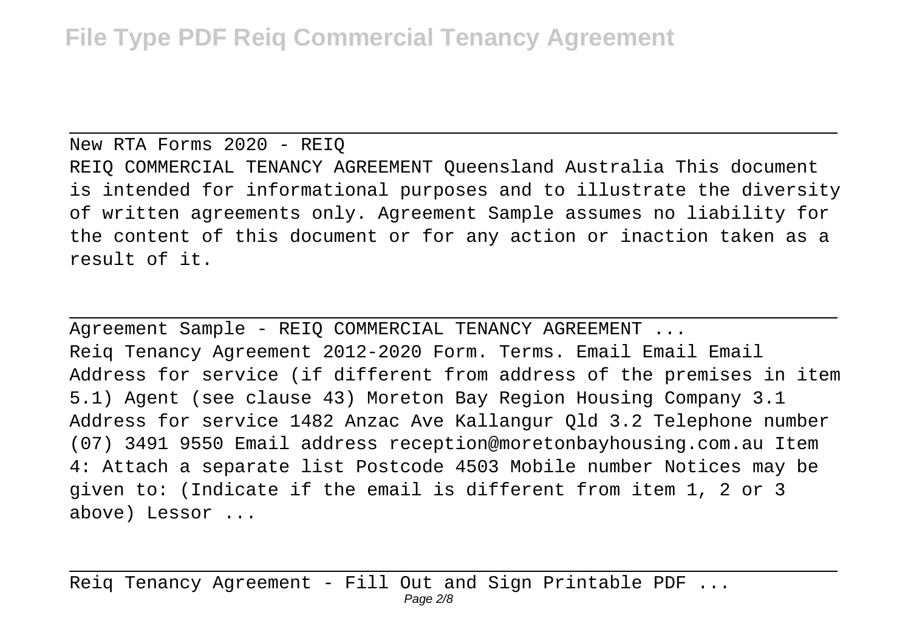New RTA Forms 2020 - REIQ

REIQ COMMERCIAL TENANCY AGREEMENT Queensland Australia This document is intended for informational purposes and to illustrate the diversity of written agreements only. Agreement Sample assumes no liability for the content of this document or for any action or inaction taken as a result of it.

Agreement Sample - REIQ COMMERCIAL TENANCY AGREEMENT ...

Reiq Tenancy Agreement 2012-2020 Form. Terms. Email Email Email Address for service (if different from address of the premises in item 5.1) Agent (see clause 43) Moreton Bay Region Housing Company 3.1 Address for service 1482 Anzac Ave Kallangur Qld 3.2 Telephone number (07) 3491 9550 Email address reception@moretonbayhousing.com.au Item 4: Attach a separate list Postcode 4503 Mobile number Notices may be given to: (Indicate if the email is different from item 1, 2 or 3 above) Lessor ...

Reiq Tenancy Agreement - Fill Out and Sign Printable PDF ...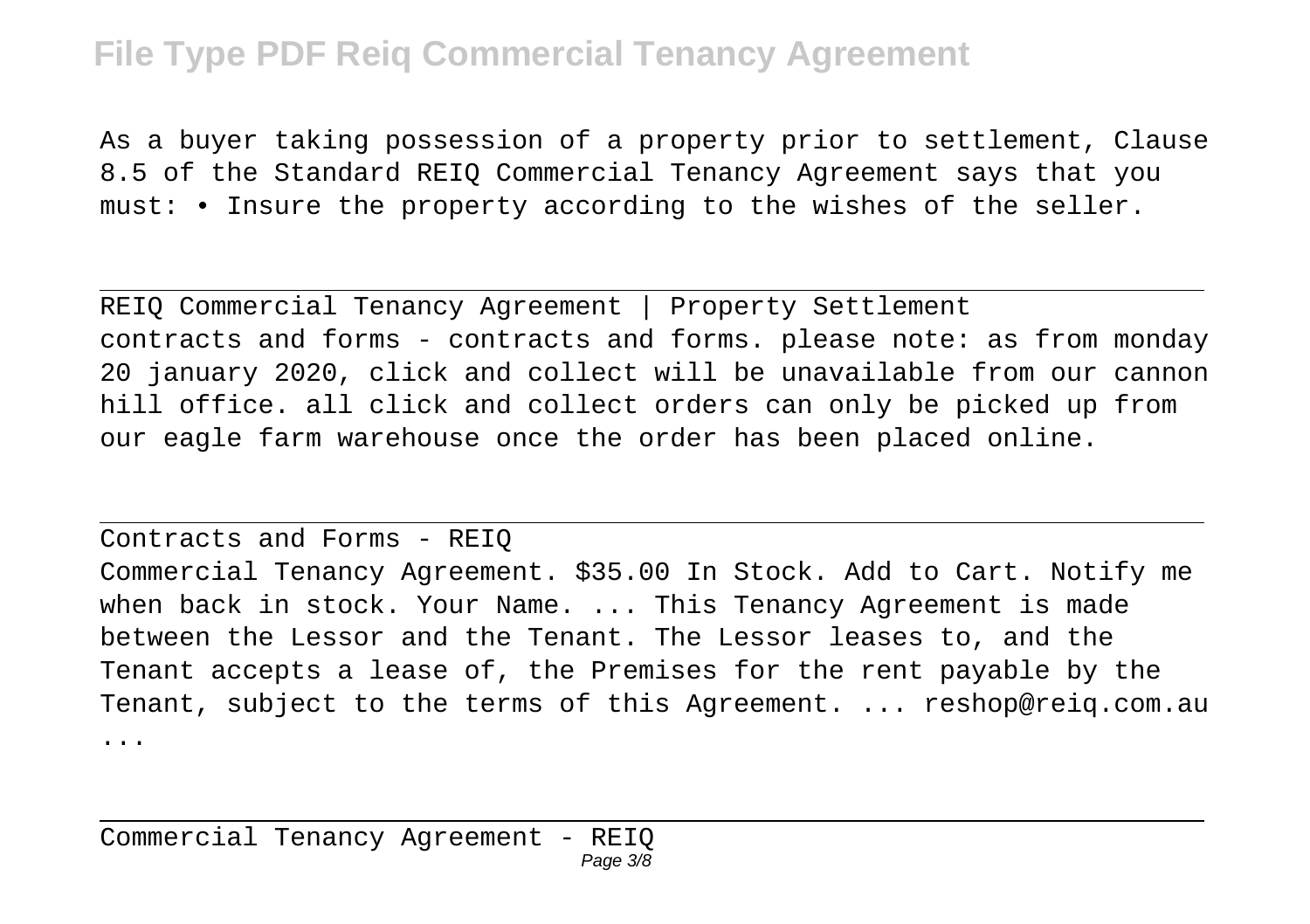As a buyer taking possession of a property prior to settlement, Clause 8.5 of the Standard REIQ Commercial Tenancy Agreement says that you must: • Insure the property according to the wishes of the seller.

---

REIQ Commercial Tenancy Agreement | Property Settlement

contracts and forms - contracts and forms. please note: as from monday 20 january 2020, click and collect will be unavailable from our cannon hill office. all click and collect orders can only be picked up from our eagle farm warehouse once the order has been placed online.

---

Contracts and Forms - REIQ

Commercial Tenancy Agreement. $35.00 In Stock. Add to Cart. Notify me when back in stock. Your Name. ... This Tenancy Agreement is made between the Lessor and the Tenant. The Lessor leases to, and the Tenant accepts a lease of, the Premises for the rent payable by the Tenant, subject to the terms of this Agreement. ... reshop@reiq.com.au ...

---

Commercial Tenancy Agreement - REIQ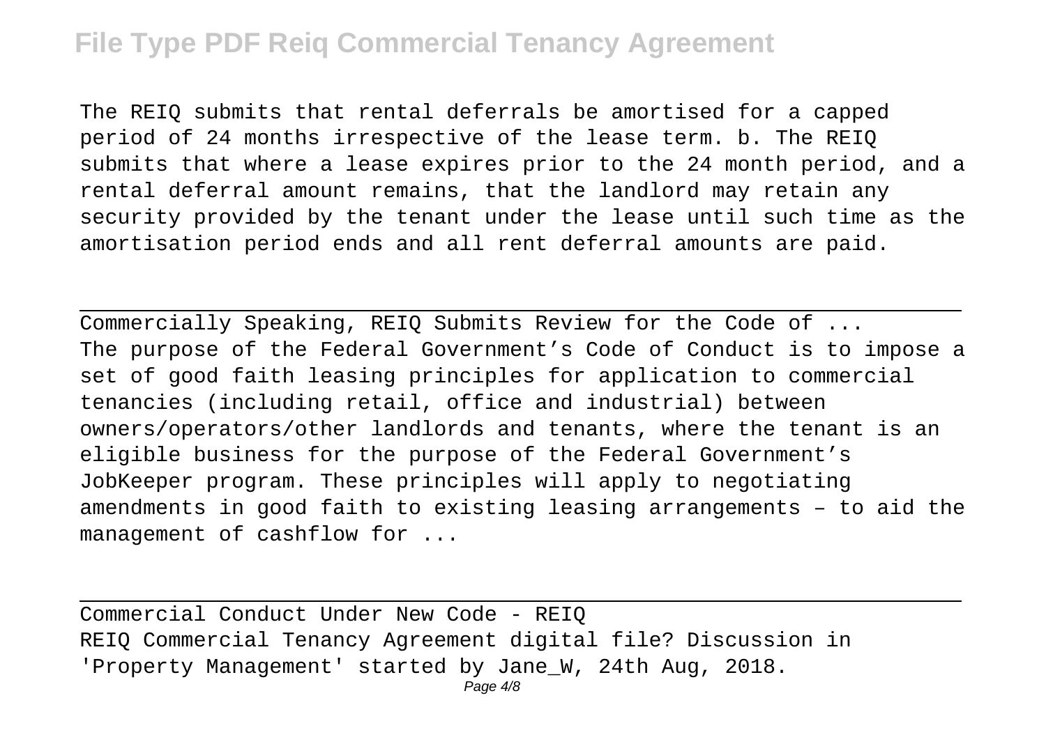The REIQ submits that rental deferrals be amortised for a capped period of 24 months irrespective of the lease term. b. The REIQ submits that where a lease expires prior to the 24 month period, and a rental deferral amount remains, that the landlord may retain any security provided by the tenant under the lease until such time as the amortisation period ends and all rent deferral amounts are paid.

---

Commercially Speaking, REIQ Submits Review for the Code of ...

The purpose of the Federal Government's Code of Conduct is to impose a set of good faith leasing principles for application to commercial tenancies (including retail, office and industrial) between owners/operators/other landlords and tenants, where the tenant is an eligible business for the purpose of the Federal Government's JobKeeper program. These principles will apply to negotiating amendments in good faith to existing leasing arrangements – to aid the management of cashflow for ...

---

Commercial Conduct Under New Code - REIQ

REIQ Commercial Tenancy Agreement digital file? Discussion in 'Property Management' started by Jane_W, 24th Aug, 2018.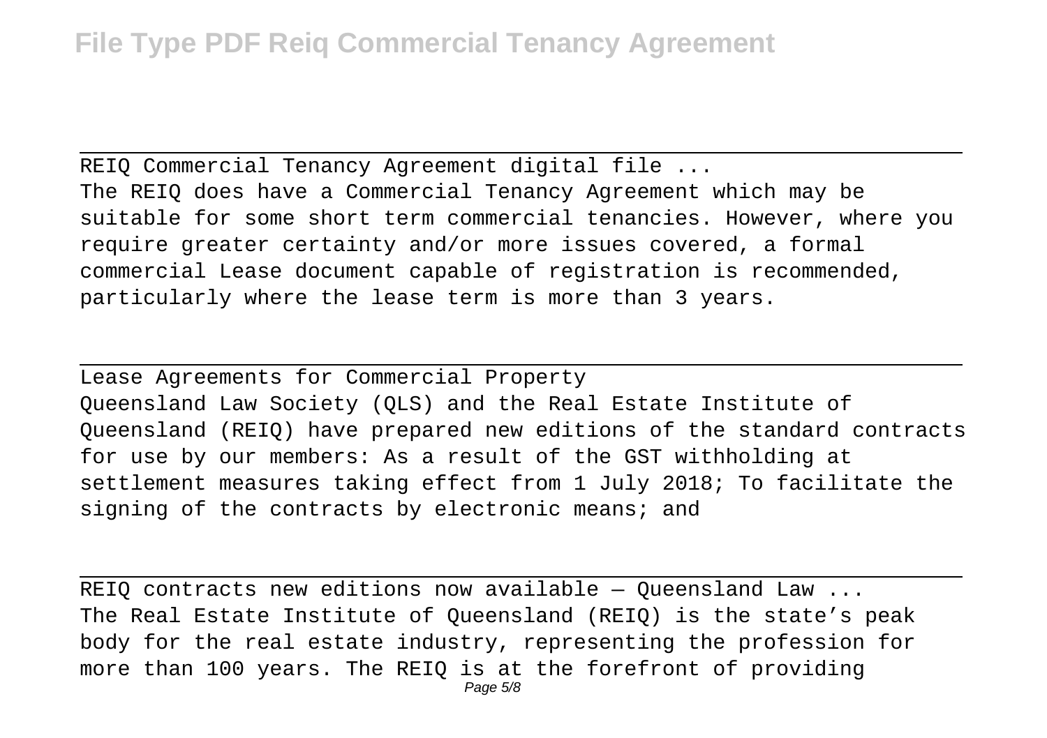REIQ Commercial Tenancy Agreement digital file ...

The REIQ does have a Commercial Tenancy Agreement which may be suitable for some short term commercial tenancies. However, where you require greater certainty and/or more issues covered, a formal commercial Lease document capable of registration is recommended, particularly where the lease term is more than 3 years.

Lease Agreements for Commercial Property

Queensland Law Society (QLS) and the Real Estate Institute of Queensland (REIQ) have prepared new editions of the standard contracts for use by our members: As a result of the GST withholding at settlement measures taking effect from 1 July 2018; To facilitate the signing of the contracts by electronic means; and

REIQ contracts new editions now available — Queensland Law ...

The Real Estate Institute of Queensland (REIQ) is the state's peak body for the real estate industry, representing the profession for more than 100 years. The REIQ is at the forefront of providing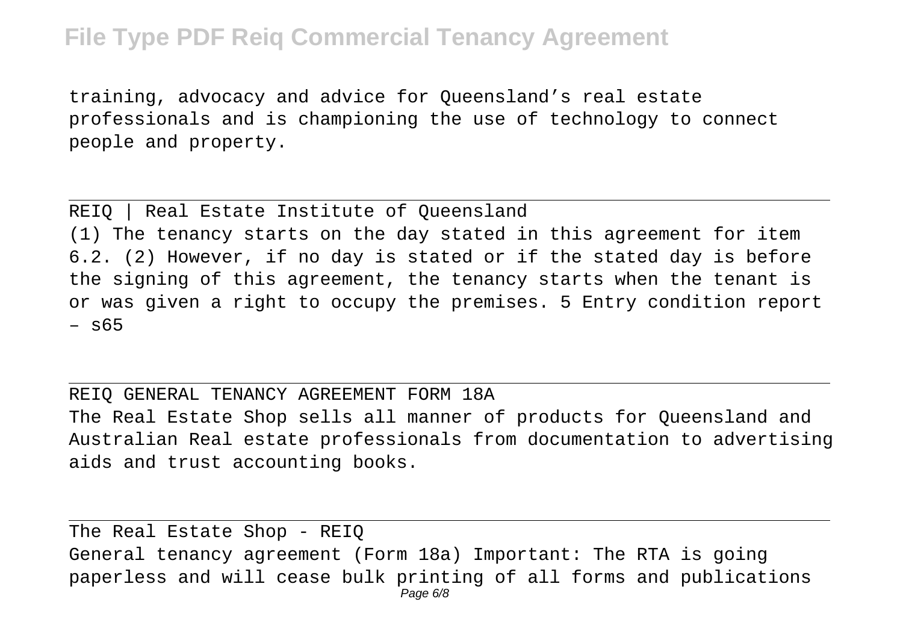training, advocacy and advice for Queensland's real estate professionals and is championing the use of technology to connect people and property.

---

## REIQ | Real Estate Institute of Queensland

(1) The tenancy starts on the day stated in this agreement for item 6.2. (2) However, if no day is stated or if the stated day is before the signing of this agreement, the tenancy starts when the tenant is or was given a right to occupy the premises. 5 Entry condition report – s65

---

## REIQ GENERAL TENANCY AGREEMENT FORM 18A

The Real Estate Shop sells all manner of products for Queensland and Australian Real estate professionals from documentation to advertising aids and trust accounting books.

---

## The Real Estate Shop - REIQ

General tenancy agreement (Form 18a) Important: The RTA is going paperless and will cease bulk printing of all forms and publications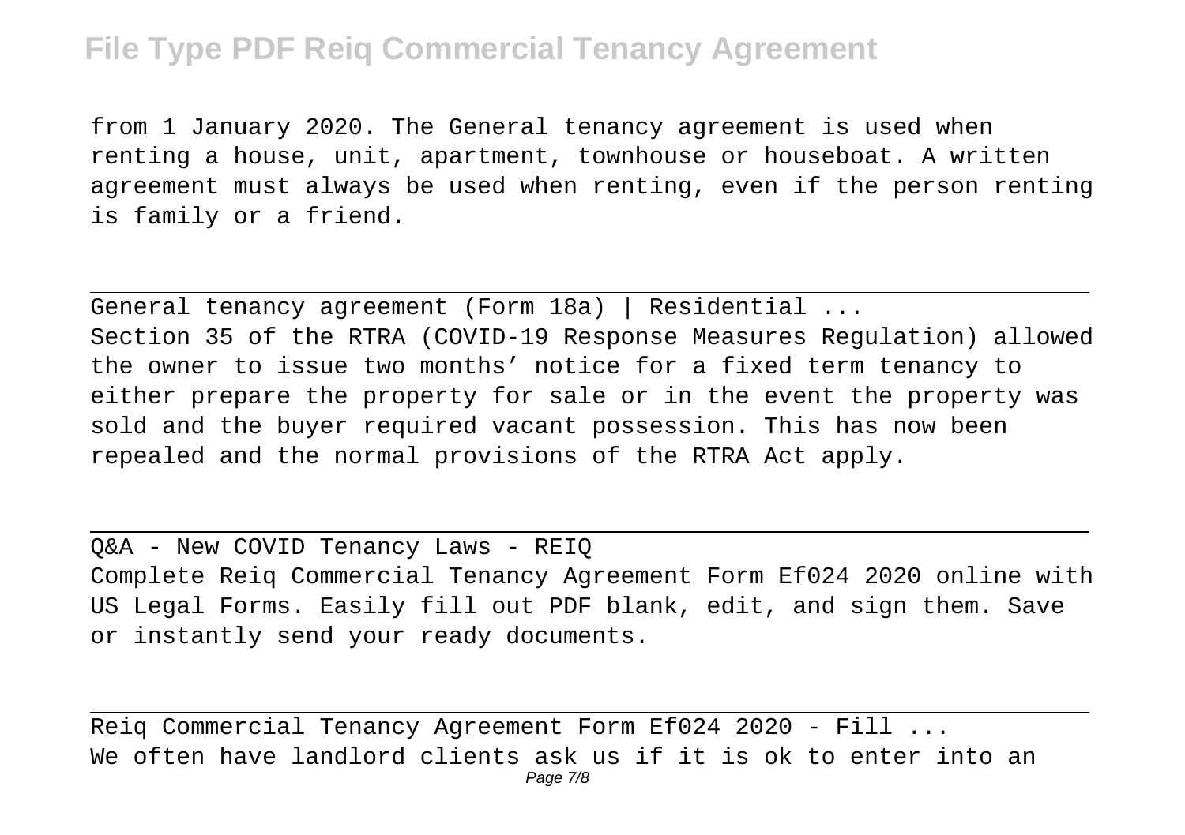from 1 January 2020. The General tenancy agreement is used when renting a house, unit, apartment, townhouse or houseboat. A written agreement must always be used when renting, even if the person renting is family or a friend.

---

General tenancy agreement (Form 18a) | Residential ...

Section 35 of the RTRA (COVID-19 Response Measures Regulation) allowed the owner to issue two months' notice for a fixed term tenancy to either prepare the property for sale or in the event the property was sold and the buyer required vacant possession. This has now been repealed and the normal provisions of the RTRA Act apply.

---

Q&A - New COVID Tenancy Laws - REIQ

Complete Reiq Commercial Tenancy Agreement Form Ef024 2020 online with US Legal Forms. Easily fill out PDF blank, edit, and sign them. Save or instantly send your ready documents.

---

Reiq Commercial Tenancy Agreement Form Ef024 2020 - Fill ...

We often have landlord clients ask us if it is ok to enter into an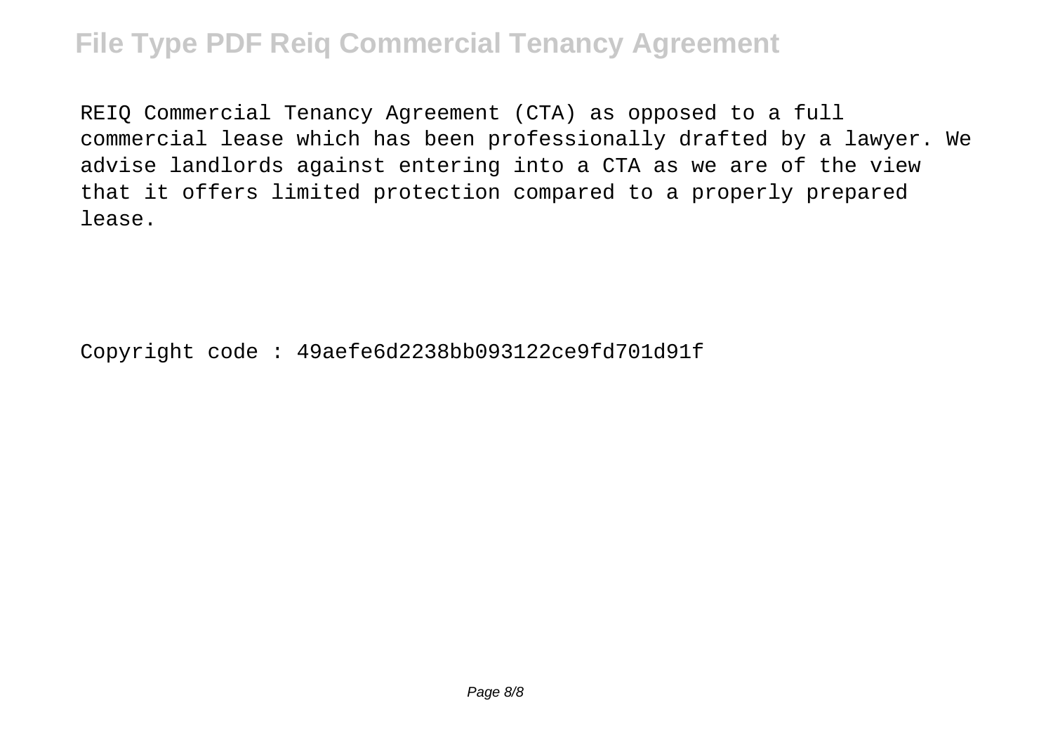REIQ Commercial Tenancy Agreement (CTA) as opposed to a full commercial lease which has been professionally drafted by a lawyer. We advise landlords against entering into a CTA as we are of the view that it offers limited protection compared to a properly prepared lease.

Copyright code : 49aefe6d2238bb093122ce9fd701d91f